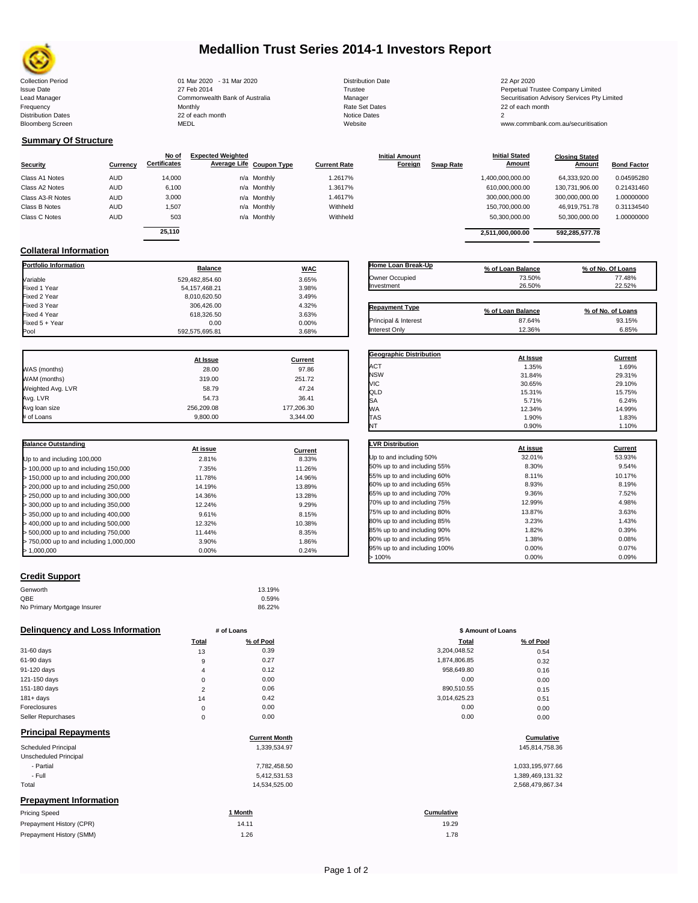# Medallion Trust Series 2014-1 Investors Report

| | | | |
|---|---|---|---|
| Collection Period | 01 Mar 2020 - 31 Mar 2020 | Distribution Date | 22 Apr 2020 |
| Issue Date | 27 Feb 2014 | Trustee | Perpetual Trustee Company Limited |
| Lead Manager | Commonwealth Bank of Australia | Manager | Securitisation Advisory Services Pty Limited |
| Frequency | Monthly | Rate Set Dates | 22 of each month |
| Distribution Dates | 22 of each month | Notice Dates | 2 |
| Bloomberg Screen | MEDL | Website | www.commbank.com.au/securitisation |

## Summary Of Structure

| Security | Currency | No of Certificates | Expected Weighted Average Life | Coupon Type | Current Rate | Initial Amount Foreign | Swap Rate | Initial Stated Amount | Closing Stated Amount | Bond Factor |
|---|---|---|---|---|---|---|---|---|---|---|
| Class A1 Notes | AUD | 14,000 | n/a | Monthly | 1.2617% | | | 1,400,000,000.00 | 64,333,920.00 | 0.04595280 |
| Class A2 Notes | AUD | 6,100 | n/a | Monthly | 1.3617% | | | 610,000,000.00 | 130,731,906.00 | 0.21431460 |
| Class A3-R Notes | AUD | 3,000 | n/a | Monthly | 1.4617% | | | 300,000,000.00 | 300,000,000.00 | 1.00000000 |
| Class B Notes | AUD | 1,507 | n/a | Monthly | Withheld | | | 150,700,000.00 | 46,919,751.78 | 0.31134540 |
| Class C Notes | AUD | 503 | n/a | Monthly | Withheld | | | 50,300,000.00 | 50,300,000.00 | 1.00000000 |
| | | 25,110 | | | | | | 2,511,000,000.00 | 592,285,577.78 | |

## Collateral Information

| Portfolio Information | Balance | WAC |
|---|---|---|
| Variable | 529,482,854.60 | 3.65% |
| Fixed 1 Year | 54,157,468.21 | 3.98% |
| Fixed 2 Year | 8,010,620.50 | 3.49% |
| Fixed 3 Year | 306,426.00 | 4.32% |
| Fixed 4 Year | 618,326.50 | 3.63% |
| Fixed 5 + Year | 0.00 | 0.00% |
| Pool | 592,575,695.81 | 3.68% |

| Home Loan Break-Up | % of Loan Balance | % of No. Of Loans |
|---|---|---|
| Owner Occupied | 73.50% | 77.48% |
| Investment | 26.50% | 22.52% |

| Repayment Type | % of Loan Balance | % of No. of Loans |
|---|---|---|
| Principal & Interest | 87.64% | 93.15% |
| Interest Only | 12.36% | 6.85% |

| | At Issue | Current |
|---|---|---|
| WAS (months) | 28.00 | 97.86 |
| WAM (months) | 319.00 | 251.72 |
| Weighted Avg. LVR | 58.79 | 47.24 |
| Avg. LVR | 54.73 | 36.41 |
| Avg loan size | 256,209.08 | 177,206.30 |
| # of Loans | 9,800.00 | 3,344.00 |

| Geographic Distribution | At Issue | Current |
|---|---|---|
| ACT | 1.35% | 1.69% |
| NSW | 31.84% | 29.31% |
| VIC | 30.65% | 29.10% |
| QLD | 15.31% | 15.75% |
| SA | 5.71% | 6.24% |
| WA | 12.34% | 14.99% |
| TAS | 1.90% | 1.83% |
| NT | 0.90% | 1.10% |

| Balance Outstanding | At issue | Current |
|---|---|---|
| Up to and including 100,000 | 2.81% | 8.33% |
| > 100,000 up to and including 150,000 | 7.35% | 11.26% |
| > 150,000 up to and including 200,000 | 11.78% | 14.96% |
| > 200,000 up to and including 250,000 | 14.19% | 13.89% |
| > 250,000 up to and including 300,000 | 14.36% | 13.28% |
| > 300,000 up to and including 350,000 | 12.24% | 9.29% |
| > 350,000 up to and including 400,000 | 9.61% | 8.15% |
| > 400,000 up to and including 500,000 | 12.32% | 10.38% |
| > 500,000 up to and including 750,000 | 11.44% | 8.35% |
| > 750,000 up to and including 1,000,000 | 3.90% | 1.86% |
| > 1,000,000 | 0.00% | 0.24% |

| LVR Distribution | At issue | Current |
|---|---|---|
| Up to and including 50% | 32.01% | 53.93% |
| 50% up to and including 55% | 8.30% | 9.54% |
| 55% up to and including 60% | 8.11% | 10.17% |
| 60% up to and including 65% | 8.93% | 8.19% |
| 65% up to and including 70% | 9.36% | 7.52% |
| 70% up to and including 75% | 12.99% | 4.98% |
| 75% up to and including 80% | 13.87% | 3.63% |
| 80% up to and including 85% | 3.23% | 1.43% |
| 85% up to and including 90% | 1.82% | 0.39% |
| 90% up to and including 95% | 1.38% | 0.08% |
| 95% up to and including 100% | 0.00% | 0.07% |
| > 100% | 0.00% | 0.09% |

## Credit Support

| | |
|---|---|
| Genworth | 13.19% |
| QBE | 0.59% |
| No Primary Mortgage Insurer | 86.22% |

## Delinquency and Loss Information

| | # of Loans Total | # of Loans % of Pool | $ Amount of Loans Total | $ Amount of Loans % of Pool |
|---|---|---|---|---|
| 31-60 days | 13 | 0.39 | 3,204,048.52 | 0.54 |
| 61-90 days | 9 | 0.27 | 1,874,806.85 | 0.32 |
| 91-120 days | 4 | 0.12 | 958,649.80 | 0.16 |
| 121-150 days | 0 | 0.00 | 0.00 | 0.00 |
| 151-180 days | 2 | 0.06 | 890,510.55 | 0.15 |
| 181+ days | 14 | 0.42 | 3,014,625.23 | 0.51 |
| Foreclosures | 0 | 0.00 | 0.00 | 0.00 |
| Seller Repurchases | 0 | 0.00 | 0.00 | 0.00 |

## Principal Repayments

| | Current Month | Cumulative |
|---|---|---|
| Scheduled Principal | 1,339,534.97 | 145,814,758.36 |
| Unscheduled Principal | | |
| - Partial | 7,782,458.50 | 1,033,195,977.66 |
| - Full | 5,412,531.53 | 1,389,469,131.32 |
| Total | 14,534,525.00 | 2,568,479,867.34 |

## Prepayment Information

| Pricing Speed | 1 Month | Cumulative |
|---|---|---|
| Prepayment History (CPR) | 14.11 | 19.29 |
| Prepayment History (SMM) | 1.26 | 1.78 |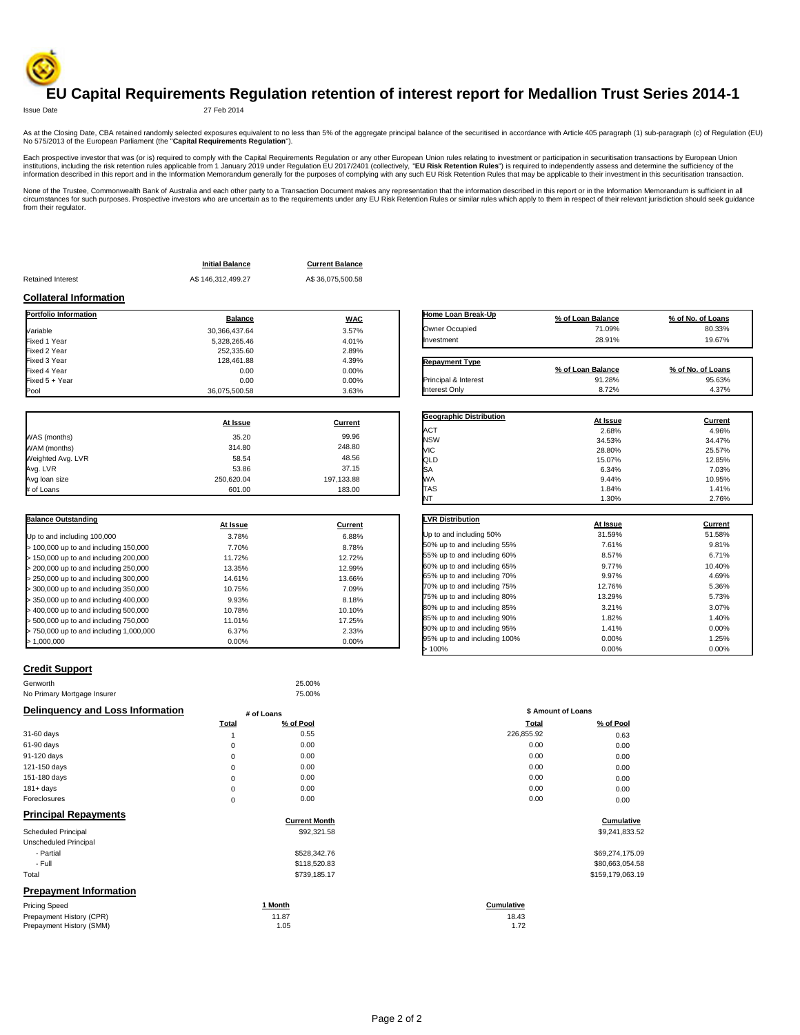# EU Capital Requirements Regulation retention of interest report for Medallion Trust Series 2014-1

Issue Date 27 Feb 2014

As at the Closing Date, CBA retained randomly selected exposures equivalent to no less than 5% of the aggregate principal balance of the securitised in accordance with Article 405 paragraph (1) sub-paragraph (c) of Regulation (EU) No 575/2013 of the European Parliament (the "**Capital Requirements Regulation**").

Each prospective investor that was (or is) required to comply with the Capital Requirements Regulation or any other European Union rules relating to investment or participation in securitisation transactions by European Union institutions, including the risk retention rules applicable from 1 January 2019 under Regulation EU 2017/2401 (collectively, "**EU Risk Retention Rules**") is required to independently assess and determine the sufficiency of the information described in this report and in the Information Memorandum generally for the purposes of complying with any such EU Risk Retention Rules that may be applicable to their investment in this securitisation transaction.

None of the Trustee, Commonwealth Bank of Australia and each other party to a Transaction Document makes any representation that the information described in this report or in the Information Memorandum is sufficient in all circumstances for such purposes. Prospective investors who are uncertain as to the requirements under any EU Risk Retention Rules or similar rules which apply to them in respect of their relevant jurisdiction should seek guidance from their regulator.

| | Initial Balance | Current Balance |
|---|---|---|
| Retained Interest | A$ 146,312,499.27 | A$ 36,075,500.58 |

## Collateral Information

| Portfolio Information | Balance | WAC |
|---|---|---|
| Variable | 30,366,437.64 | 3.57% |
| Fixed 1 Year | 5,328,265.46 | 4.01% |
| Fixed 2 Year | 252,335.60 | 2.89% |
| Fixed 3 Year | 128,461.88 | 4.39% |
| Fixed 4 Year | 0.00 | 0.00% |
| Fixed 5 + Year | 0.00 | 0.00% |
| Pool | 36,075,500.58 | 3.63% |

| Home Loan Break-Up | % of Loan Balance | % of No. of Loans |
|---|---|---|
| Owner Occupied | 71.09% | 80.33% |
| Investment | 28.91% | 19.67% |

| Repayment Type | % of Loan Balance | % of No. of Loans |
|---|---|---|
| Principal & Interest | 91.28% | 95.63% |
| Interest Only | 8.72% | 4.37% |

| | At Issue | Current |
|---|---|---|
| WAS (months) | 35.20 | 99.96 |
| WAM (months) | 314.80 | 248.80 |
| Weighted Avg. LVR | 58.54 | 48.56 |
| Avg. LVR | 53.86 | 37.15 |
| Avg loan size | 250,620.04 | 197,133.88 |
| # of Loans | 601.00 | 183.00 |

| Geographic Distribution | At Issue | Current |
|---|---|---|
| ACT | 2.68% | 4.96% |
| NSW | 34.53% | 34.47% |
| VIC | 28.80% | 25.57% |
| QLD | 15.07% | 12.85% |
| SA | 6.34% | 7.03% |
| WA | 9.44% | 10.95% |
| TAS | 1.84% | 1.41% |
| NT | 1.30% | 2.76% |

| Balance Outstanding | At Issue | Current |
|---|---|---|
| Up to and including 100,000 | 3.78% | 6.88% |
| > 100,000 up to and including 150,000 | 7.70% | 8.78% |
| > 150,000 up to and including 200,000 | 11.72% | 12.72% |
| > 200,000 up to and including 250,000 | 13.35% | 12.99% |
| > 250,000 up to and including 300,000 | 14.61% | 13.66% |
| > 300,000 up to and including 350,000 | 10.75% | 7.09% |
| > 350,000 up to and including 400,000 | 9.93% | 8.18% |
| > 400,000 up to and including 500,000 | 10.78% | 10.10% |
| > 500,000 up to and including 750,000 | 11.01% | 17.25% |
| > 750,000 up to and including 1,000,000 | 6.37% | 2.33% |
| > 1,000,000 | 0.00% | 0.00% |

| LVR Distribution | At Issue | Current |
|---|---|---|
| Up to and including 50% | 31.59% | 51.58% |
| 50% up to and including 55% | 7.61% | 9.81% |
| 55% up to and including 60% | 8.57% | 6.71% |
| 60% up to and including 65% | 9.77% | 10.40% |
| 65% up to and including 70% | 9.97% | 4.69% |
| 70% up to and including 75% | 12.76% | 5.36% |
| 75% up to and including 80% | 13.29% | 5.73% |
| 80% up to and including 85% | 3.21% | 3.07% |
| 85% up to and including 90% | 1.82% | 1.40% |
| 90% up to and including 95% | 1.41% | 0.00% |
| 95% up to and including 100% | 0.00% | 1.25% |
| > 100% | 0.00% | 0.00% |

## Credit Support

| | |
|---|---|
| Genworth | 25.00% |
| No Primary Mortgage Insurer | 75.00% |

## Delinquency and Loss Information

| | # of Loans | | $ Amount of Loans | |
|---|---|---|---|---|
| | Total | % of Pool | Total | % of Pool |
| 31-60 days | 1 | 0.55 | 226,855.92 | 0.63 |
| 61-90 days | 0 | 0.00 | 0.00 | 0.00 |
| 91-120 days | 0 | 0.00 | 0.00 | 0.00 |
| 121-150 days | 0 | 0.00 | 0.00 | 0.00 |
| 151-180 days | 0 | 0.00 | 0.00 | 0.00 |
| 181+ days | 0 | 0.00 | 0.00 | 0.00 |
| Foreclosures | 0 | 0.00 | 0.00 | 0.00 |

## Principal Repayments

| | Current Month | Cumulative |
|---|---|---|
| Scheduled Principal | $92,321.58 | $9,241,833.52 |
| Unscheduled Principal | | |
| - Partial | $528,342.76 | $69,274,175.09 |
| - Full | $118,520.83 | $80,663,054.58 |
| Total | $739,185.17 | $159,179,063.19 |

## Prepayment Information

| Pricing Speed | 1 Month | Cumulative |
|---|---|---|
| Prepayment History (CPR) | 11.87 | 18.43 |
| Prepayment History (SMM) | 1.05 | 1.72 |